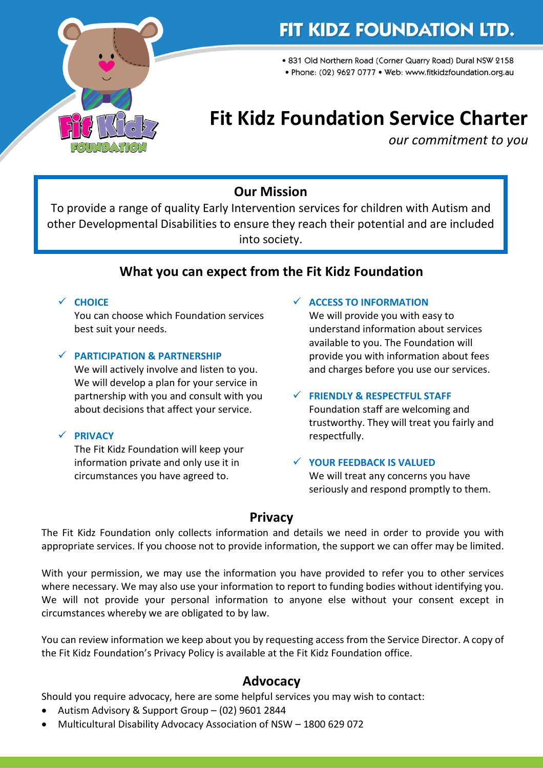# FIT KIDZ FOUNDATION LTD.

- 831 Old Northern Road (Corner Quarry Road) Dural NSW 2158
- Phone: (02) 9627 0777 • Web: www.fitkidzfoundation.org.au

# Fit Kidz Foundation Service Charter

*our commitment to you*

## Our Mission

To provide a range of quality Early Intervention services for children with Autism and other Developmental Disabilities to ensure they reach their potential and are included into society.

## What you can expect from the Fit Kidz Foundation

✓ **CHOICE**
You can choose which Foundation services best suit your needs.

✓ **PARTICIPATION & PARTNERSHIP**
We will actively involve and listen to you. We will develop a plan for your service in partnership with you and consult with you about decisions that affect your service.

✓ **PRIVACY**
The Fit Kidz Foundation will keep your information private and only use it in circumstances you have agreed to.

✓ **ACCESS TO INFORMATION**
We will provide you with easy to understand information about services available to you. The Foundation will provide you with information about fees and charges before you use our services.

✓ **FRIENDLY & RESPECTFUL STAFF**
Foundation staff are welcoming and trustworthy. They will treat you fairly and respectfully.

✓ **YOUR FEEDBACK IS VALUED**
We will treat any concerns you have seriously and respond promptly to them.

## Privacy

The Fit Kidz Foundation only collects information and details we need in order to provide you with appropriate services. If you choose not to provide information, the support we can offer may be limited.

With your permission, we may use the information you have provided to refer you to other services where necessary. We may also use your information to report to funding bodies without identifying you. We will not provide your personal information to anyone else without your consent except in circumstances whereby we are obligated to by law.

You can review information we keep about you by requesting access from the Service Director. A copy of the Fit Kidz Foundation's Privacy Policy is available at the Fit Kidz Foundation office.

## Advocacy

Should you require advocacy, here are some helpful services you may wish to contact:

- Autism Advisory & Support Group – (02) 9601 2844
- Multicultural Disability Advocacy Association of NSW – 1800 629 072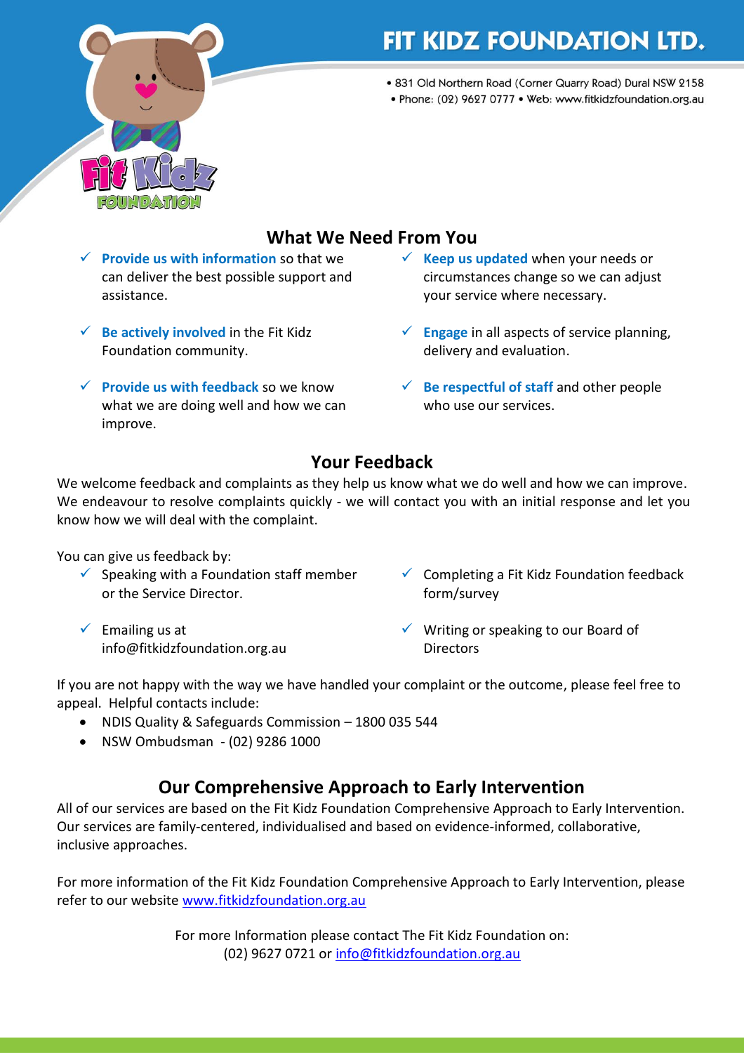# FIT KIDZ FOUNDATION LTD.

• 831 Old Northern Road (Corner Quarry Road) Dural NSW 2158
• Phone: (02) 9627 0777 • Web: www.fitkidzfoundation.org.au

## What We Need From You

- ✓ **Provide us with information** so that we can deliver the best possible support and assistance.
- ✓ **Be actively involved** in the Fit Kidz Foundation community.
- ✓ **Provide us with feedback** so we know what we are doing well and how we can improve.
- ✓ **Keep us updated** when your needs or circumstances change so we can adjust your service where necessary.
- ✓ **Engage** in all aspects of service planning, delivery and evaluation.
- ✓ **Be respectful of staff** and other people who use our services.

## Your Feedback

We welcome feedback and complaints as they help us know what we do well and how we can improve. We endeavour to resolve complaints quickly - we will contact you with an initial response and let you know how we will deal with the complaint.

You can give us feedback by:

- ✓ Speaking with a Foundation staff member or the Service Director.
- ✓ Emailing us at info@fitkidzfoundation.org.au
- ✓ Completing a Fit Kidz Foundation feedback form/survey
- ✓ Writing or speaking to our Board of Directors

If you are not happy with the way we have handled your complaint or the outcome, please feel free to appeal. Helpful contacts include:

- NDIS Quality & Safeguards Commission – 1800 035 544
- NSW Ombudsman - (02) 9286 1000

## Our Comprehensive Approach to Early Intervention

All of our services are based on the Fit Kidz Foundation Comprehensive Approach to Early Intervention. Our services are family-centered, individualised and based on evidence-informed, collaborative, inclusive approaches.

For more information of the Fit Kidz Foundation Comprehensive Approach to Early Intervention, please refer to our website www.fitkidzfoundation.org.au

For more Information please contact The Fit Kidz Foundation on:
(02) 9627 0721 or info@fitkidzfoundation.org.au